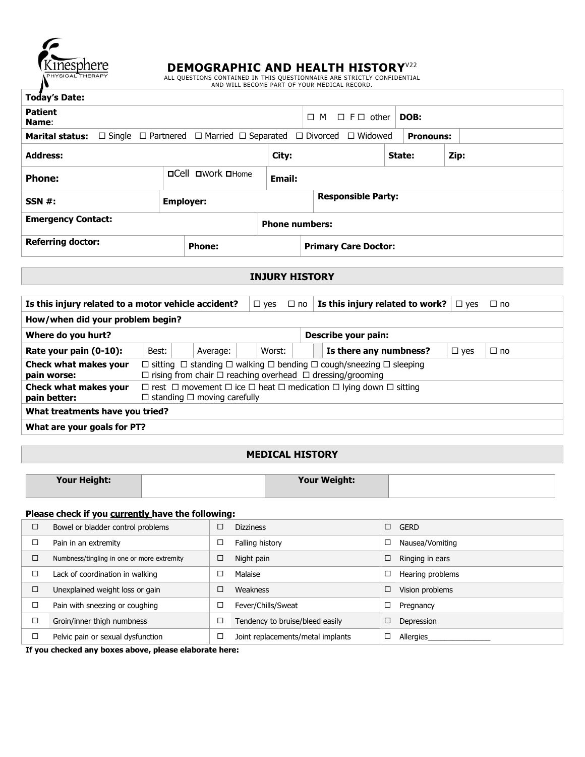Kinesphere PHYSICAL THERAPY

# DEMOGRAPHIC AND HEALTH HISTORY[V22]

ALL QUESTIONS CONTAINED IN THIS QUESTIONNAIRE ARE STRICTLY CONFIDENTIAL AND WILL BECOME PART OF YOUR MEDICAL RECORD.

| | | | | | |
|---|---|---|---|---|---|
| **Today's Date:** | | | | | |
| **Patient Name**: | | ☐ M ☐ F ☐ other | **DOB:** | | |
| **Marital status:** ☐ Single ☐ Partnered ☐ Married ☐ Separated ☐ Divorced ☐ Widowed | | | **Pronouns:** | | |
| **Address:** | | **City:** | **State:** | **Zip:** | |
| **Phone:** | ☐Cell ☐Work ☐Home | **Email:** | | | |
| **SSN #:** | **Employer:** | **Responsible Party:** | | | |
| **Emergency Contact:** | | **Phone numbers:** | | | |
| **Referring doctor:** | **Phone:** | **Primary Care Doctor:** | | | |

## INJURY HISTORY

| | | | | | | | | |
|---|---|---|---|---|---|---|---|---|
| **Is this injury related to a motor vehicle accident?** | | | ☐ yes ☐ no | **Is this injury related to work?** | | | ☐ yes ☐ no | |
| **How/when did your problem begin?** | | | | | | | | |
| **Where do you hurt?** | | | | **Describe your pain:** | | | | |
| **Rate your pain (0-10):** | Best: | Average: | Worst: | **Is there any numbness?** | | | ☐ yes | ☐ no |
| **Check what makes your pain worse:** | ☐ sitting ☐ standing ☐ walking ☐ bending ☐ cough/sneezing ☐ sleeping ☐ rising from chair ☐ reaching overhead ☐ dressing/grooming | | | | | | | |
| **Check what makes your pain better:** | ☐ rest ☐ movement ☐ ice ☐ heat ☐ medication ☐ lying down ☐ sitting ☐ standing ☐ moving carefully | | | | | | | |
| **What treatments have you tried?** | | | | | | | | |
| **What are your goals for PT?** | | | | | | | | |

## MEDICAL HISTORY

| **Your Height:** | | **Your Weight:** | |
|---|---|---|---|

**Please check if you currently have the following:**

| | | | | | |
|---|---|---|---|---|---|
| ☐ | Bowel or bladder control problems | ☐ | Dizziness | ☐ | GERD |
| ☐ | Pain in an extremity | ☐ | Falling history | ☐ | Nausea/Vomiting |
| ☐ | Numbness/tingling in one or more extremity | ☐ | Night pain | ☐ | Ringing in ears |
| ☐ | Lack of coordination in walking | ☐ | Malaise | ☐ | Hearing problems |
| ☐ | Unexplained weight loss or gain | ☐ | Weakness | ☐ | Vision problems |
| ☐ | Pain with sneezing or coughing | ☐ | Fever/Chills/Sweat | ☐ | Pregnancy |
| ☐ | Groin/inner thigh numbness | ☐ | Tendency to bruise/bleed easily | ☐ | Depression |
| ☐ | Pelvic pain or sexual dysfunction | ☐ | Joint replacements/metal implants | ☐ | Allergies_______________ |

**If you checked any boxes above, please elaborate here:**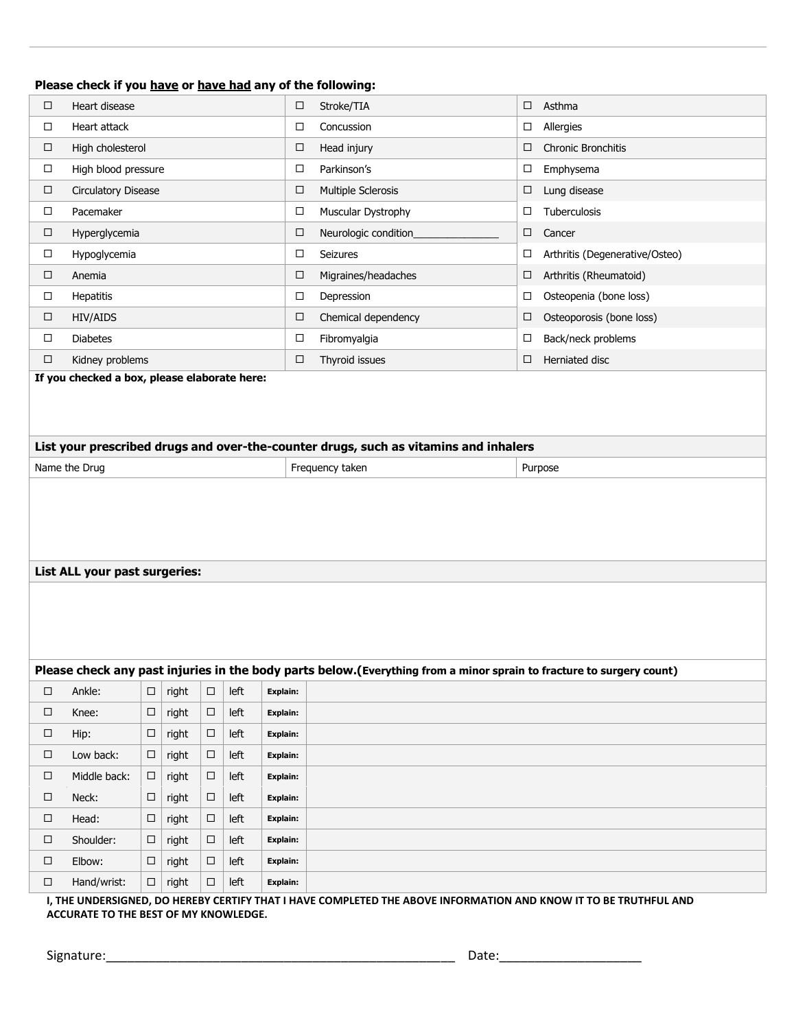**Please check if you have or have had any of the following:**

| | | | | | |
|---|---|---|---|---|---|
| ☐ | Heart disease | ☐ | Stroke/TIA | ☐ | Asthma |
| ☐ | Heart attack | ☐ | Concussion | ☐ | Allergies |
| ☐ | High cholesterol | ☐ | Head injury | ☐ | Chronic Bronchitis |
| ☐ | High blood pressure | ☐ | Parkinson's | ☐ | Emphysema |
| ☐ | Circulatory Disease | ☐ | Multiple Sclerosis | ☐ | Lung disease |
| ☐ | Pacemaker | ☐ | Muscular Dystrophy | ☐ | Tuberculosis |
| ☐ | Hyperglycemia | ☐ | Neurologic condition_______________ | ☐ | Cancer |
| ☐ | Hypoglycemia | ☐ | Seizures | ☐ | Arthritis (Degenerative/Osteo) |
| ☐ | Anemia | ☐ | Migraines/headaches | ☐ | Arthritis (Rheumatoid) |
| ☐ | Hepatitis | ☐ | Depression | ☐ | Osteopenia (bone loss) |
| ☐ | HIV/AIDS | ☐ | Chemical dependency | ☐ | Osteoporosis (bone loss) |
| ☐ | Diabetes | ☐ | Fibromyalgia | ☐ | Back/neck problems |
| ☐ | Kidney problems | ☐ | Thyroid issues | ☐ | Herniated disc |

**If you checked a box, please elaborate here:**

**List your prescribed drugs and over-the-counter drugs, such as vitamins and inhalers**

| Name the Drug | Frequency taken | Purpose |
|---|---|---|
| | | |

**List ALL your past surgeries:**

**Please check any past injuries in the body parts below.(Everything from a minor sprain to fracture to surgery count)**

| | | | | | | | |
|---|---|---|---|---|---|---|---|
| ☐ | Ankle: | ☐ | right | ☐ | left | Explain: | |
| ☐ | Knee: | ☐ | right | ☐ | left | Explain: | |
| ☐ | Hip: | ☐ | right | ☐ | left | Explain: | |
| ☐ | Low back: | ☐ | right | ☐ | left | Explain: | |
| ☐ | Middle back: | ☐ | right | ☐ | left | Explain: | |
| ☐ | Neck: | ☐ | right | ☐ | left | Explain: | |
| ☐ | Head: | ☐ | right | ☐ | left | Explain: | |
| ☐ | Shoulder: | ☐ | right | ☐ | left | Explain: | |
| ☐ | Elbow: | ☐ | right | ☐ | left | Explain: | |
| ☐ | Hand/wrist: | ☐ | right | ☐ | left | Explain: | |

**I, THE UNDERSIGNED, DO HEREBY CERTIFY THAT I HAVE COMPLETED THE ABOVE INFORMATION AND KNOW IT TO BE TRUTHFUL AND ACCURATE TO THE BEST OF MY KNOWLEDGE.**

Signature:_____________________________________________________ Date:_____________________